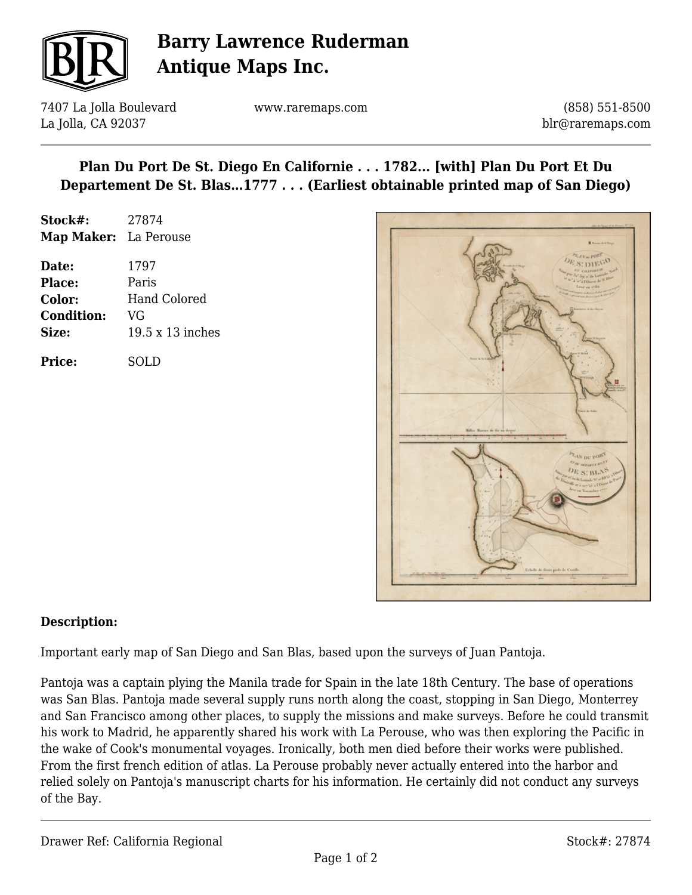# Barry Lawrence Ruderman Antique Maps Inc.

7407 La Jolla Boulevard
La Jolla, CA 92037

www.raremaps.com

(858) 551-8500
blr@raremaps.com

## Plan Du Port De St. Diego En Californie . . . 1782... [with] Plan Du Port Et Du Departement De St. Blas...1777 . . . (Earliest obtainable printed map of San Diego)

**Stock#:** 27874
**Map Maker:** La Perouse

**Date:** 1797
**Place:** Paris
**Color:** Hand Colored
**Condition:** VG
**Size:** 19.5 x 13 inches

**Price:** SOLD

### Description:

Important early map of San Diego and San Blas, based upon the surveys of Juan Pantoja.

Pantoja was a captain plying the Manila trade for Spain in the late 18th Century. The base of operations was San Blas. Pantoja made several supply runs north along the coast, stopping in San Diego, Monterrey and San Francisco among other places, to supply the missions and make surveys. Before he could transmit his work to Madrid, he apparently shared his work with La Perouse, who was then exploring the Pacific in the wake of Cook's monumental voyages. Ironically, both men died before their works were published. From the first french edition of atlas. La Perouse probably never actually entered into the harbor and relied solely on Pantoja's manuscript charts for his information. He certainly did not conduct any surveys of the Bay.

Drawer Ref: California Regional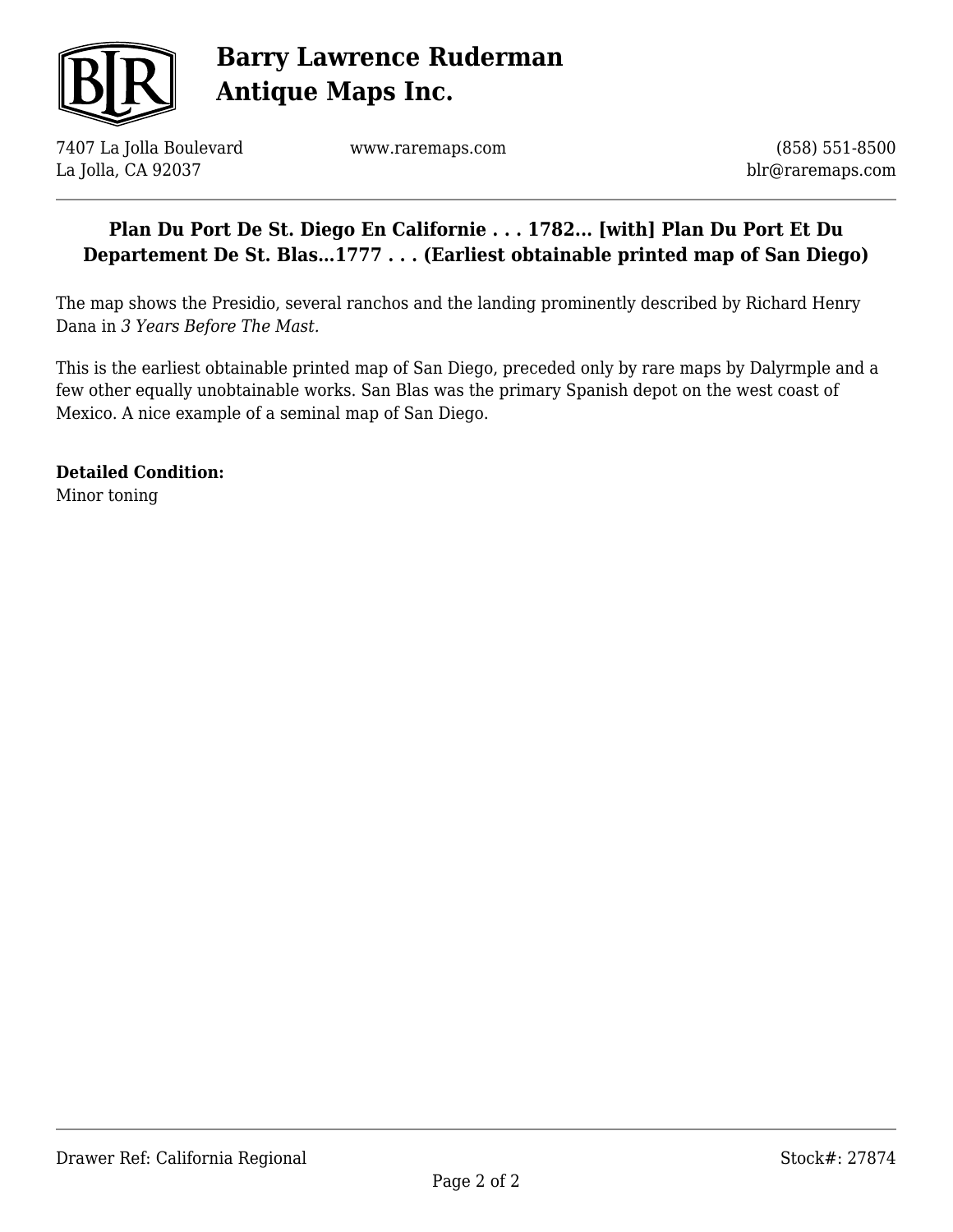**Plan Du Port De St. Diego En Californie . . . 1782... [with] Plan Du Port Et Du Departement De St. Blas...1777 . . . (Earliest obtainable printed map of San Diego)**

The map shows the Presidio, several ranchos and the landing prominently described by Richard Henry Dana in *3 Years Before The Mast.*

This is the earliest obtainable printed map of San Diego, preceded only by rare maps by Dalyrmple and a few other equally unobtainable works. San Blas was the primary Spanish depot on the west coast of Mexico. A nice example of a seminal map of San Diego.

**Detailed Condition:**
Minor toning